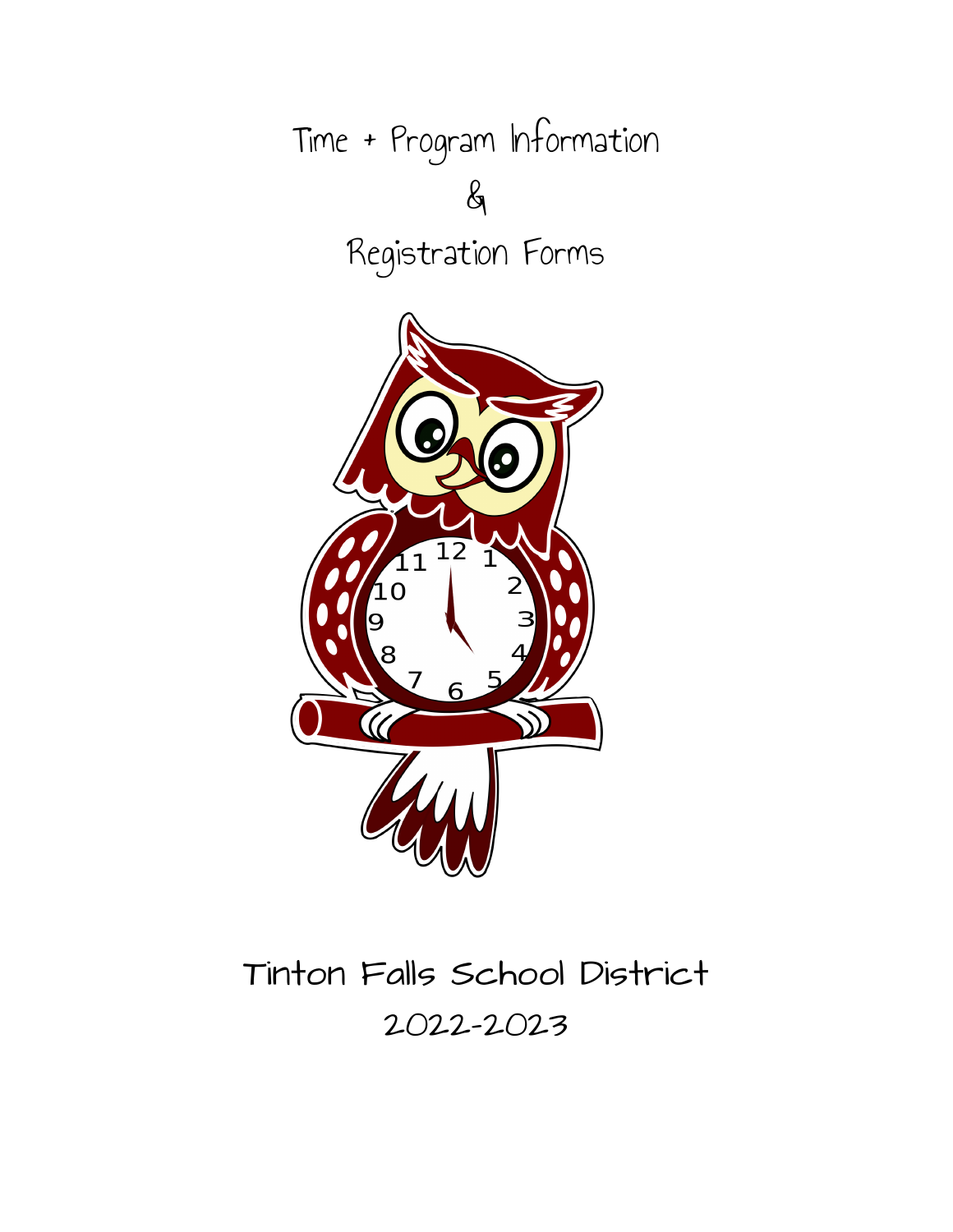# Time + Program Information

&

# Registration Forms

## Tinton Falls School District

2022-2023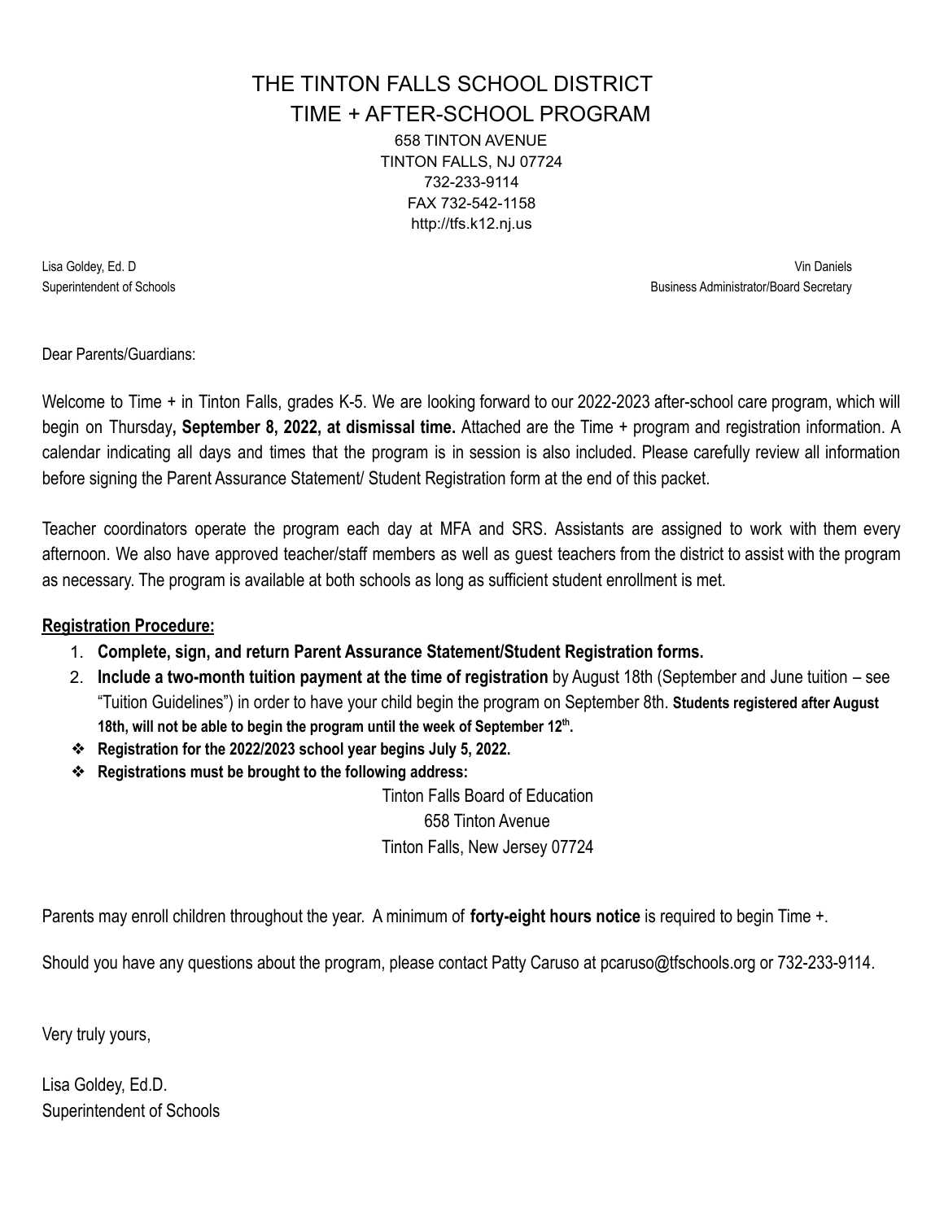# THE TINTON FALLS SCHOOL DISTRICT
## TIME + AFTER-SCHOOL PROGRAM

658 TINTON AVENUE
TINTON FALLS, NJ 07724
732-233-9114
FAX 732-542-1158
http://tfs.k12.nj.us

Lisa Goldey, Ed. D
Superintendent of Schools

Vin Daniels
Business Administrator/Board Secretary

Dear Parents/Guardians:

Welcome to Time + in Tinton Falls, grades K-5. We are looking forward to our 2022-2023 after-school care program, which will begin on Thursday**, September 8, 2022, at dismissal time.** Attached are the Time + program and registration information. A calendar indicating all days and times that the program is in session is also included. Please carefully review all information before signing the Parent Assurance Statement/ Student Registration form at the end of this packet.

Teacher coordinators operate the program each day at MFA and SRS. Assistants are assigned to work with them every afternoon. We also have approved teacher/staff members as well as guest teachers from the district to assist with the program as necessary. The program is available at both schools as long as sufficient student enrollment is met.

**Registration Procedure:**

1. **Complete, sign, and return Parent Assurance Statement/Student Registration forms.**
2. **Include a two-month tuition payment at the time of registration** by August 18th (September and June tuition – see "Tuition Guidelines") in order to have your child begin the program on September 8th. **Students registered after August 18th, will not be able to begin the program until the week of September 12th.**

- **Registration for the 2022/2023 school year begins July 5, 2022.**
- **Registrations must be brought to the following address:**

Tinton Falls Board of Education
658 Tinton Avenue
Tinton Falls, New Jersey 07724

Parents may enroll children throughout the year. A minimum of **forty-eight hours notice** is required to begin Time +.

Should you have any questions about the program, please contact Patty Caruso at pcaruso@tfschools.org or 732-233-9114.

Very truly yours,

Lisa Goldey, Ed.D.
Superintendent of Schools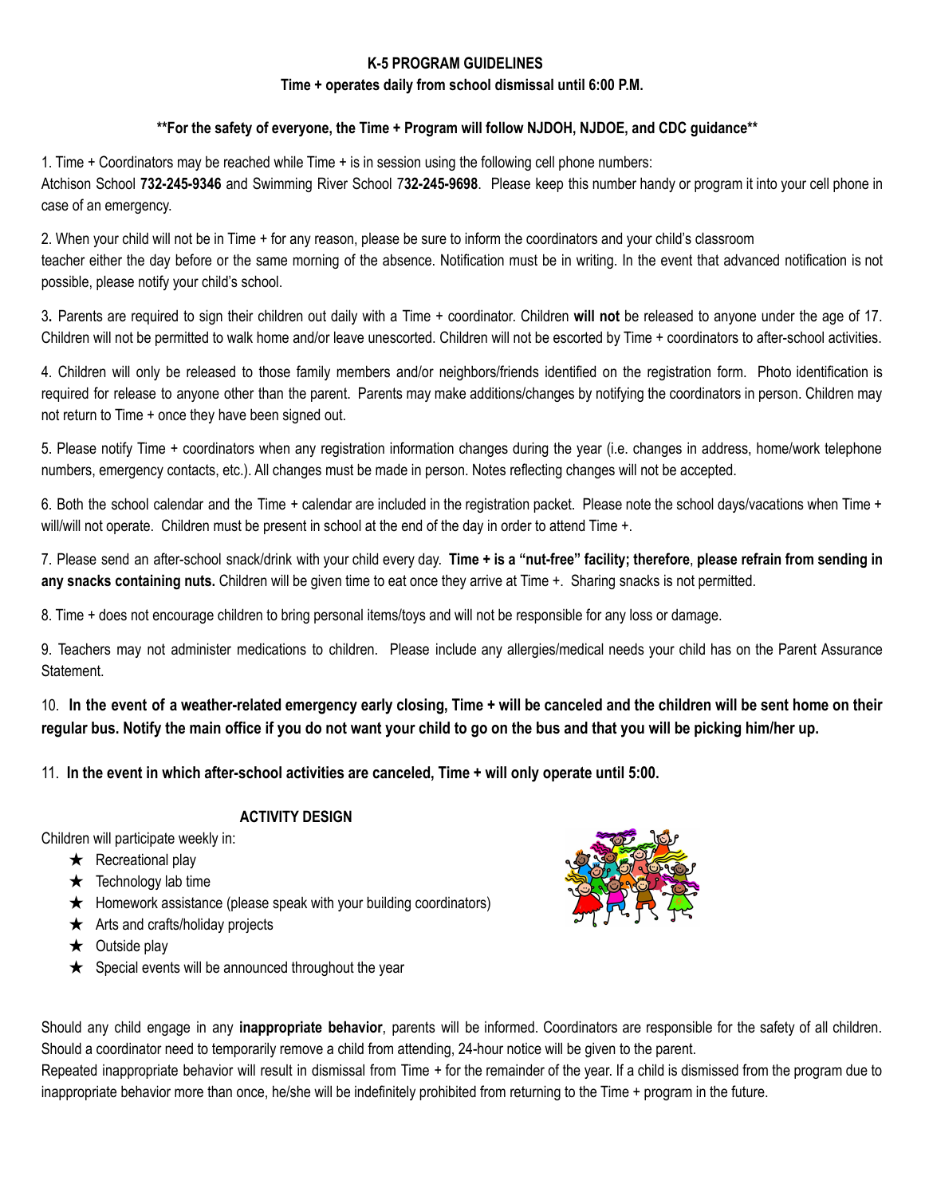## K-5 PROGRAM GUIDELINES

**Time + operates daily from school dismissal until 6:00 P.M.**

**\*\*For the safety of everyone, the Time + Program will follow NJDOH, NJDOE, and CDC guidance\*\***

1. Time + Coordinators may be reached while Time + is in session using the following cell phone numbers: Atchison School **732-245-9346** and Swimming River School 7**32-245-9698**. Please keep this number handy or program it into your cell phone in case of an emergency.

2. When your child will not be in Time + for any reason, please be sure to inform the coordinators and your child's classroom teacher either the day before or the same morning of the absence. Notification must be in writing. In the event that advanced notification is not possible, please notify your child's school.

3. Parents are required to sign their children out daily with a Time + coordinator. Children **will not** be released to anyone under the age of 17. Children will not be permitted to walk home and/or leave unescorted. Children will not be escorted by Time + coordinators to after-school activities.

4. Children will only be released to those family members and/or neighbors/friends identified on the registration form. Photo identification is required for release to anyone other than the parent. Parents may make additions/changes by notifying the coordinators in person. Children may not return to Time + once they have been signed out.

5. Please notify Time + coordinators when any registration information changes during the year (i.e. changes in address, home/work telephone numbers, emergency contacts, etc.). All changes must be made in person. Notes reflecting changes will not be accepted.

6. Both the school calendar and the Time + calendar are included in the registration packet. Please note the school days/vacations when Time + will/will not operate. Children must be present in school at the end of the day in order to attend Time +.

7. Please send an after-school snack/drink with your child every day. **Time + is a "nut-free" facility; therefore**, **please refrain from sending in any snacks containing nuts.** Children will be given time to eat once they arrive at Time +. Sharing snacks is not permitted.

8. Time + does not encourage children to bring personal items/toys and will not be responsible for any loss or damage.

9. Teachers may not administer medications to children. Please include any allergies/medical needs your child has on the Parent Assurance Statement.

10. **In the event of a weather-related emergency early closing, Time + will be canceled and the children will be sent home on their regular bus. Notify the main office if you do not want your child to go on the bus and that you will be picking him/her up.**

11. **In the event in which after-school activities are canceled, Time + will only operate until 5:00.**

### ACTIVITY DESIGN

Children will participate weekly in:

- ★ Recreational play
- ★ Technology lab time
- ★ Homework assistance (please speak with your building coordinators)
- ★ Arts and crafts/holiday projects
- ★ Outside play
- ★ Special events will be announced throughout the year

Should any child engage in any **inappropriate behavior**, parents will be informed. Coordinators are responsible for the safety of all children. Should a coordinator need to temporarily remove a child from attending, 24-hour notice will be given to the parent.

Repeated inappropriate behavior will result in dismissal from Time + for the remainder of the year. If a child is dismissed from the program due to inappropriate behavior more than once, he/she will be indefinitely prohibited from returning to the Time + program in the future.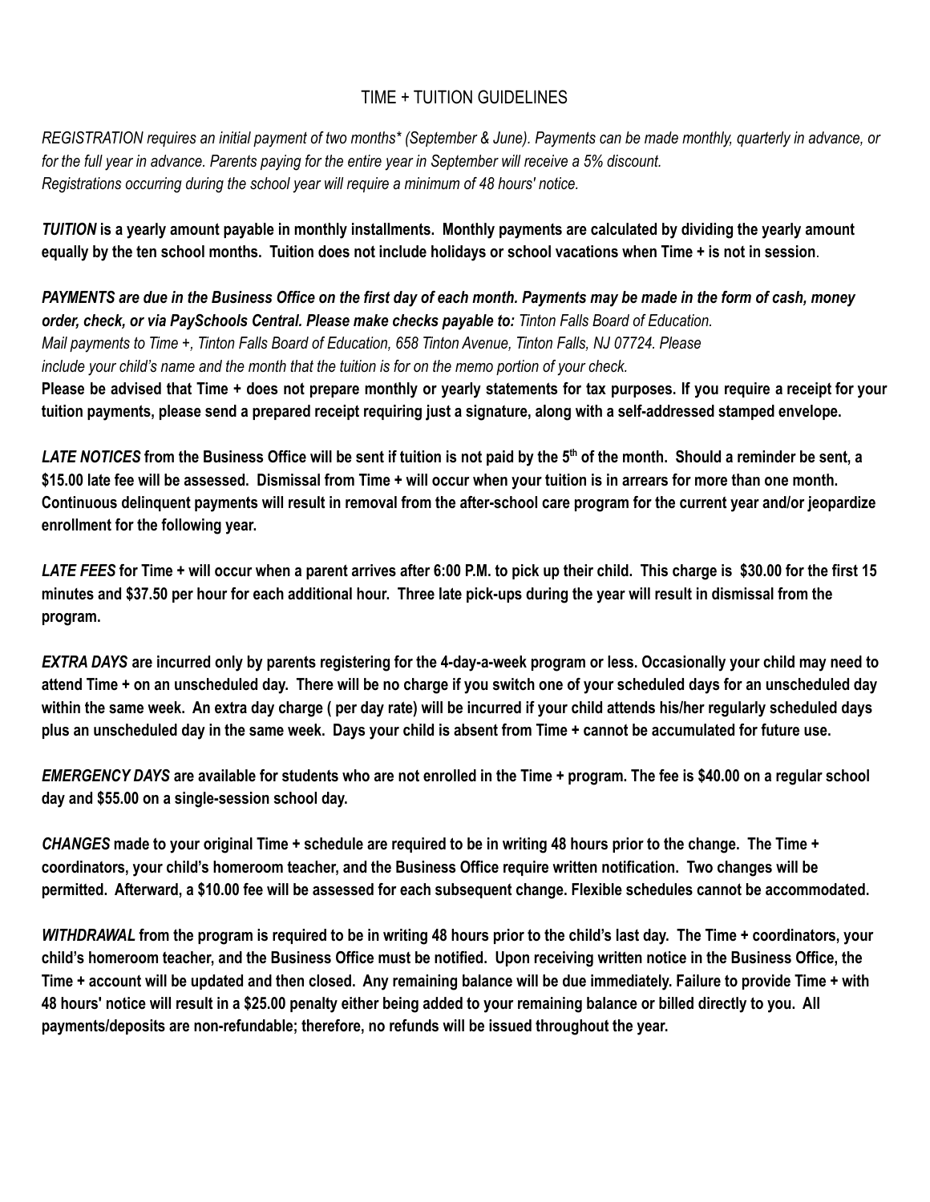# TIME + TUITION GUIDELINES

*REGISTRATION requires an initial payment of two months\* (September & June). Payments can be made monthly, quarterly in advance, or for the full year in advance. Parents paying for the entire year in September will receive a 5% discount.*
*Registrations occurring during the school year will require a minimum of 48 hours' notice.*

***TUITION* is a yearly amount payable in monthly installments. Monthly payments are calculated by dividing the yearly amount equally by the ten school months. Tuition does not include holidays or school vacations when Time + is not in session**.

***PAYMENTS are due in the Business Office on the first day of each month. Payments may be made in the form of cash, money order, check, or via PaySchools Central. Please make checks payable to:*** *Tinton Falls Board of Education.*
*Mail payments to Time +, Tinton Falls Board of Education, 658 Tinton Avenue, Tinton Falls, NJ 07724. Please include your child's name and the month that the tuition is for on the memo portion of your check.*
**Please be advised that Time + does not prepare monthly or yearly statements for tax purposes. If you require a receipt for your tuition payments, please send a prepared receipt requiring just a signature, along with a self-addressed stamped envelope.**

***LATE NOTICES* from the Business Office will be sent if tuition is not paid by the 5th of the month. Should a reminder be sent, a \$15.00 late fee will be assessed. Dismissal from Time + will occur when your tuition is in arrears for more than one month. Continuous delinquent payments will result in removal from the after-school care program for the current year and/or jeopardize enrollment for the following year.**

***LATE FEES* for Time + will occur when a parent arrives after 6:00 P.M. to pick up their child. This charge is \$30.00 for the first 15 minutes and \$37.50 per hour for each additional hour. Three late pick-ups during the year will result in dismissal from the program.**

***EXTRA DAYS* are incurred only by parents registering for the 4-day-a-week program or less. Occasionally your child may need to attend Time + on an unscheduled day. There will be no charge if you switch one of your scheduled days for an unscheduled day within the same week. An extra day charge ( per day rate) will be incurred if your child attends his/her regularly scheduled days plus an unscheduled day in the same week. Days your child is absent from Time + cannot be accumulated for future use.**

***EMERGENCY DAYS* are available for students who are not enrolled in the Time + program. The fee is \$40.00 on a regular school day and \$55.00 on a single-session school day.**

***CHANGES* made to your original Time + schedule are required to be in writing 48 hours prior to the change. The Time + coordinators, your child's homeroom teacher, and the Business Office require written notification. Two changes will be permitted. Afterward, a \$10.00 fee will be assessed for each subsequent change. Flexible schedules cannot be accommodated.**

***WITHDRAWAL* from the program is required to be in writing 48 hours prior to the child's last day. The Time + coordinators, your child's homeroom teacher, and the Business Office must be notified. Upon receiving written notice in the Business Office, the Time + account will be updated and then closed. Any remaining balance will be due immediately. Failure to provide Time + with 48 hours' notice will result in a \$25.00 penalty either being added to your remaining balance or billed directly to you. All payments/deposits are non-refundable; therefore, no refunds will be issued throughout the year.**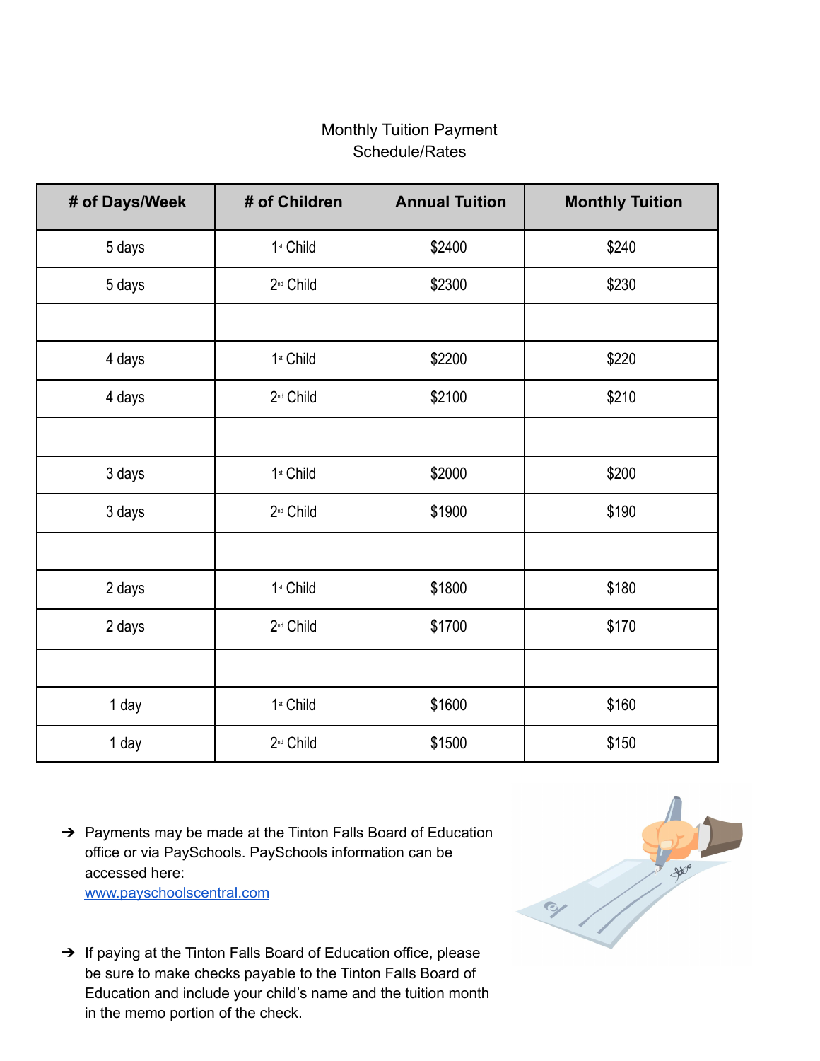Monthly Tuition Payment
Schedule/Rates

| # of Days/Week | # of Children | Annual Tuition | Monthly Tuition |
|---|---|---|---|
| 5 days | 1st Child | $2400 | $240 |
| 5 days | 2nd Child | $2300 | $230 |
| | | | |
| 4 days | 1st Child | $2200 | $220 |
| 4 days | 2nd Child | $2100 | $210 |
| | | | |
| 3 days | 1st Child | $2000 | $200 |
| 3 days | 2nd Child | $1900 | $190 |
| | | | |
| 2 days | 1st Child | $1800 | $180 |
| 2 days | 2nd Child | $1700 | $170 |
| | | | |
| 1 day | 1st Child | $1600 | $160 |
| 1 day | 2nd Child | $1500 | $150 |

- Payments may be made at the Tinton Falls Board of Education office or via PaySchools. PaySchools information can be accessed here: [www.payschoolscentral.com](http://www.payschoolscentral.com)

- If paying at the Tinton Falls Board of Education office, please be sure to make checks payable to the Tinton Falls Board of Education and include your child's name and the tuition month in the memo portion of the check.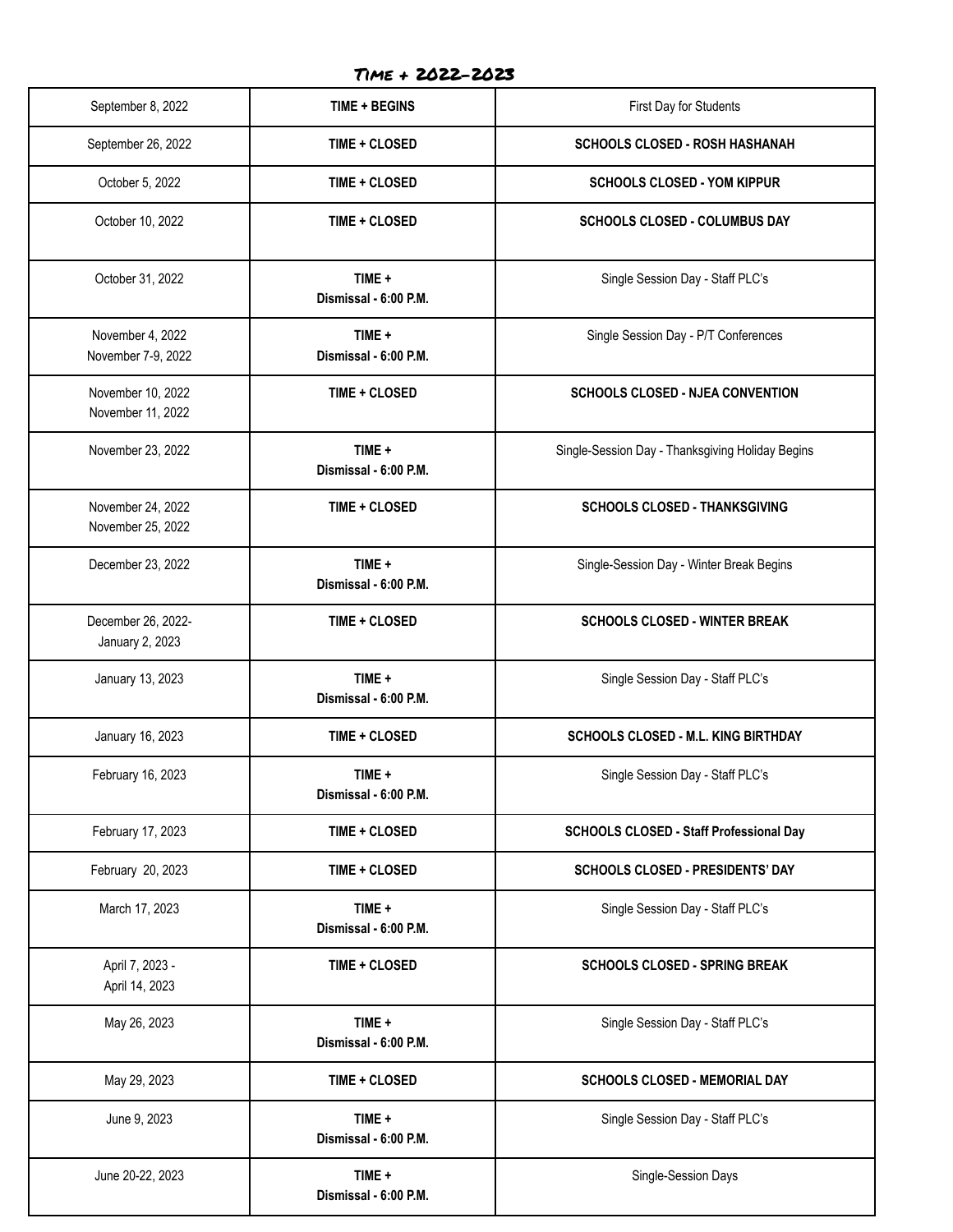# Time + 2022-2023

| | | |
|---|---|---|
| September 8, 2022 | **TIME + BEGINS** | First Day for Students |
| September 26, 2022 | **TIME + CLOSED** | **SCHOOLS CLOSED - ROSH HASHANAH** |
| October 5, 2022 | **TIME + CLOSED** | **SCHOOLS CLOSED - YOM KIPPUR** |
| October 10, 2022 | **TIME + CLOSED** | **SCHOOLS CLOSED - COLUMBUS DAY** |
| October 31, 2022 | **TIME + Dismissal - 6:00 P.M.** | Single Session Day - Staff PLC's |
| November 4, 2022 November 7-9, 2022 | **TIME + Dismissal - 6:00 P.M.** | Single Session Day - P/T Conferences |
| November 10, 2022 November 11, 2022 | **TIME + CLOSED** | **SCHOOLS CLOSED - NJEA CONVENTION** |
| November 23, 2022 | **TIME + Dismissal - 6:00 P.M.** | Single-Session Day - Thanksgiving Holiday Begins |
| November 24, 2022 November 25, 2022 | **TIME + CLOSED** | **SCHOOLS CLOSED - THANKSGIVING** |
| December 23, 2022 | **TIME + Dismissal - 6:00 P.M.** | Single-Session Day - Winter Break Begins |
| December 26, 2022- January 2, 2023 | **TIME + CLOSED** | **SCHOOLS CLOSED - WINTER BREAK** |
| January 13, 2023 | **TIME + Dismissal - 6:00 P.M.** | Single Session Day - Staff PLC's |
| January 16, 2023 | **TIME + CLOSED** | **SCHOOLS CLOSED - M.L. KING BIRTHDAY** |
| February 16, 2023 | **TIME + Dismissal - 6:00 P.M.** | Single Session Day - Staff PLC's |
| February 17, 2023 | **TIME + CLOSED** | **SCHOOLS CLOSED - Staff Professional Day** |
| February 20, 2023 | **TIME + CLOSED** | **SCHOOLS CLOSED - PRESIDENTS' DAY** |
| March 17, 2023 | **TIME + Dismissal - 6:00 P.M.** | Single Session Day - Staff PLC's |
| April 7, 2023 - April 14, 2023 | **TIME + CLOSED** | **SCHOOLS CLOSED - SPRING BREAK** |
| May 26, 2023 | **TIME + Dismissal - 6:00 P.M.** | Single Session Day - Staff PLC's |
| May 29, 2023 | **TIME + CLOSED** | **SCHOOLS CLOSED - MEMORIAL DAY** |
| June 9, 2023 | **TIME + Dismissal - 6:00 P.M.** | Single Session Day - Staff PLC's |
| June 20-22, 2023 | **TIME + Dismissal - 6:00 P.M.** | Single-Session Days |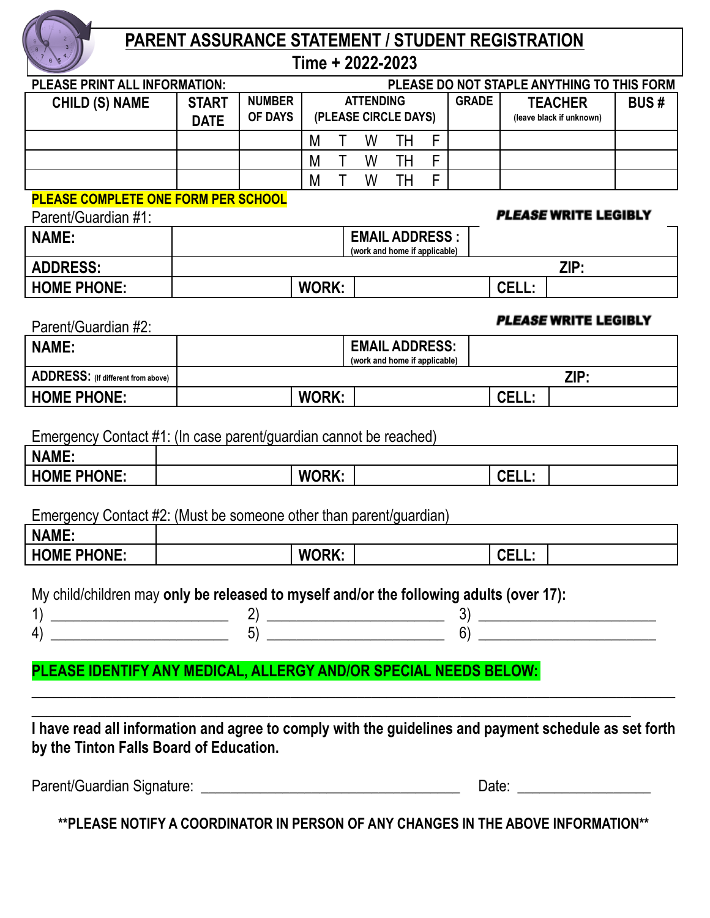# PARENT ASSURANCE STATEMENT / STUDENT REGISTRATION

## Time + 2022-2023

**PLEASE PRINT ALL INFORMATION:** **PLEASE DO NOT STAPLE ANYTHING TO THIS FORM**

| CHILD (S) NAME | START DATE | NUMBER OF DAYS | ATTENDING (PLEASE CIRCLE DAYS) | GRADE | TEACHER (leave black if unknown) | BUS # |
|---|---|---|---|---|---|---|
| | | | M T W TH F | | | |
| | | | M T W TH F | | | |
| | | | M T W TH F | | | |

**PLEASE COMPLETE ONE FORM PER SCHOOL**

Parent/Guardian #1: ***PLEASE* WRITE LEGIBLY**

| | | | | | |
|---|---|---|---|---|---|
| **NAME:** | | **EMAIL ADDRESS :** (work and home if applicable) | | | |
| **ADDRESS:** | | | | **ZIP:** | |
| **HOME PHONE:** | | **WORK:** | | **CELL:** | |

Parent/Guardian #2: ***PLEASE* WRITE LEGIBLY**

| | | | | | |
|---|---|---|---|---|---|
| **NAME:** | | **EMAIL ADDRESS:** (work and home if applicable) | | | |
| **ADDRESS:** (If different from above) | | | | **ZIP:** | |
| **HOME PHONE:** | | **WORK:** | | **CELL:** | |

Emergency Contact #1: (In case parent/guardian cannot be reached)

| | | | | | |
|---|---|---|---|---|---|
| **NAME:** | | | | | |
| **HOME PHONE:** | | **WORK:** | | **CELL:** | |

Emergency Contact #2: (Must be someone other than parent/guardian)

| | | | | | |
|---|---|---|---|---|---|
| **NAME:** | | | | | |
| **HOME PHONE:** | | **WORK:** | | **CELL:** | |

My child/children may **only be released to myself and/or the following adults (over 17):**

1) ________________________ 2) ________________________ 3) ________________________
4) ________________________ 5) ________________________ 6) ________________________

**PLEASE IDENTIFY ANY MEDICAL, ALLERGY AND/OR SPECIAL NEEDS BELOW:**

_______________________________________________________________________________

_______________________________________________________________________________

**I have read all information and agree to comply with the guidelines and payment schedule as set forth by the Tinton Falls Board of Education.**

Parent/Guardian Signature: ___________________________________ Date: __________________

**\*\*PLEASE NOTIFY A COORDINATOR IN PERSON OF ANY CHANGES IN THE ABOVE INFORMATION\*\***